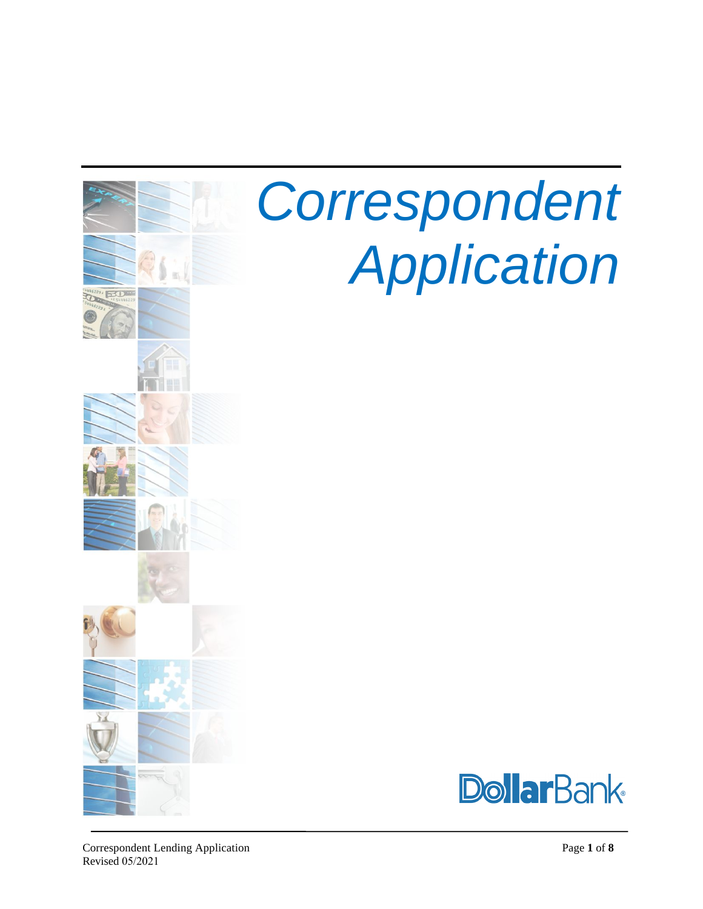# *Correspondent Application*

DollarBank

Correspondent Lending Application
Revised 05/2021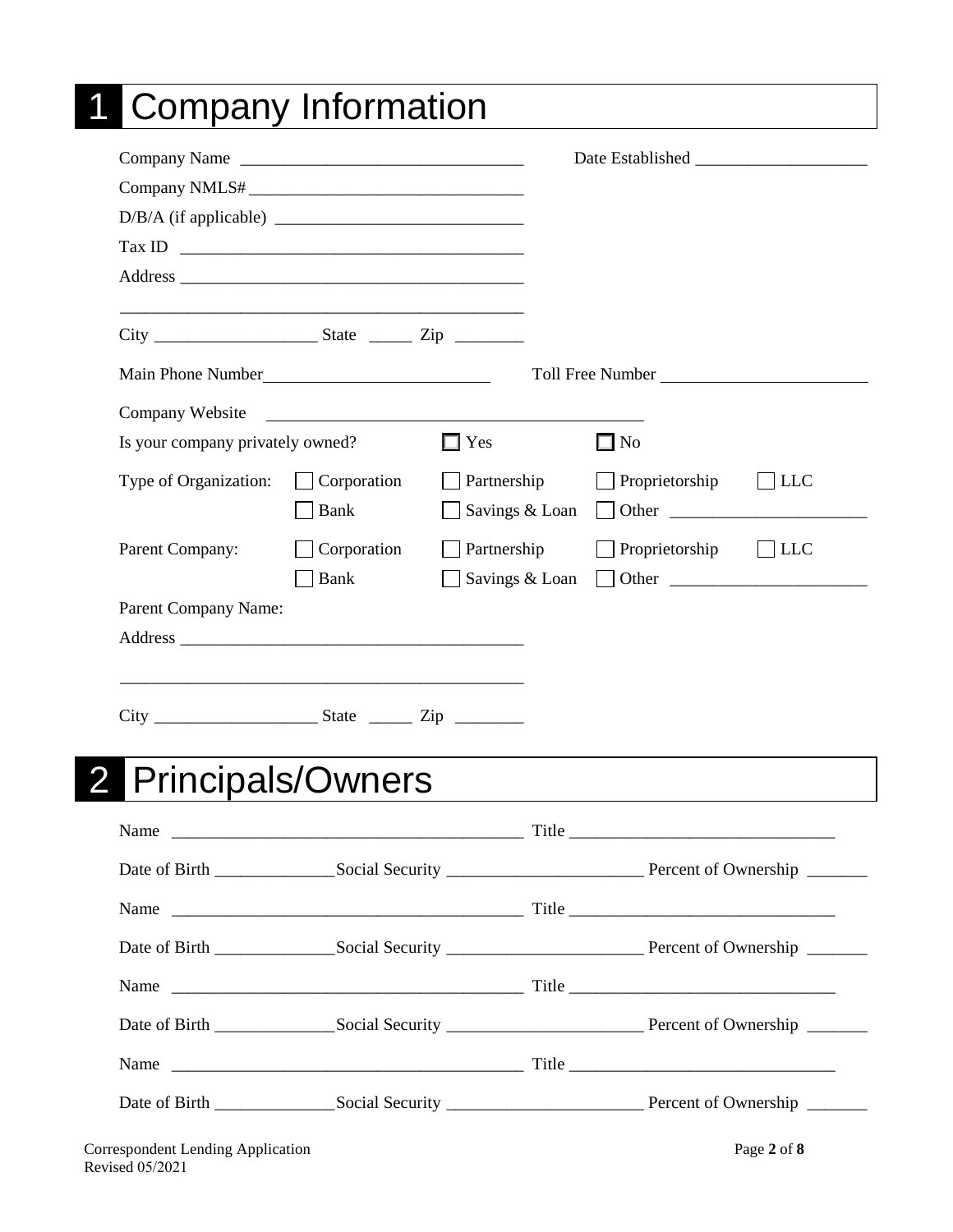# 1 Company Information

Company Name ________________________________ Date Established ____________________

Company NMLS# ________________________________

D/B/A (if applicable) ____________________________

Tax ID ______________________________________

Address ______________________________________

______________________________________________

City __________________ State _____ Zip ________

Main Phone Number __________________________ Toll Free Number ________________________

Company Website ______________________________________

Is your company privately owned? ☐ Yes ☐ No

Type of Organization: ☐ Corporation ☐ Partnership ☐ Proprietorship ☐ LLC ☐ Bank ☐ Savings & Loan ☐ Other ______________________

Parent Company: ☐ Corporation ☐ Partnership ☐ Proprietorship ☐ LLC ☐ Bank ☐ Savings & Loan ☐ Other ______________________

Parent Company Name:

Address ______________________________________

______________________________________________

City __________________ State _____ Zip ________

# 2 Principals/Owners

Name ________________________________________ Title ______________________________

Date of Birth ______________ Social Security ______________________ Percent of Ownership _______

Name ________________________________________ Title ______________________________

Date of Birth ______________ Social Security ______________________ Percent of Ownership _______

Name ________________________________________ Title ______________________________

Date of Birth ______________ Social Security ______________________ Percent of Ownership _______

Name ________________________________________ Title ______________________________

Date of Birth ______________ Social Security ______________________ Percent of Ownership _______

Correspondent Lending Application
Revised 05/2021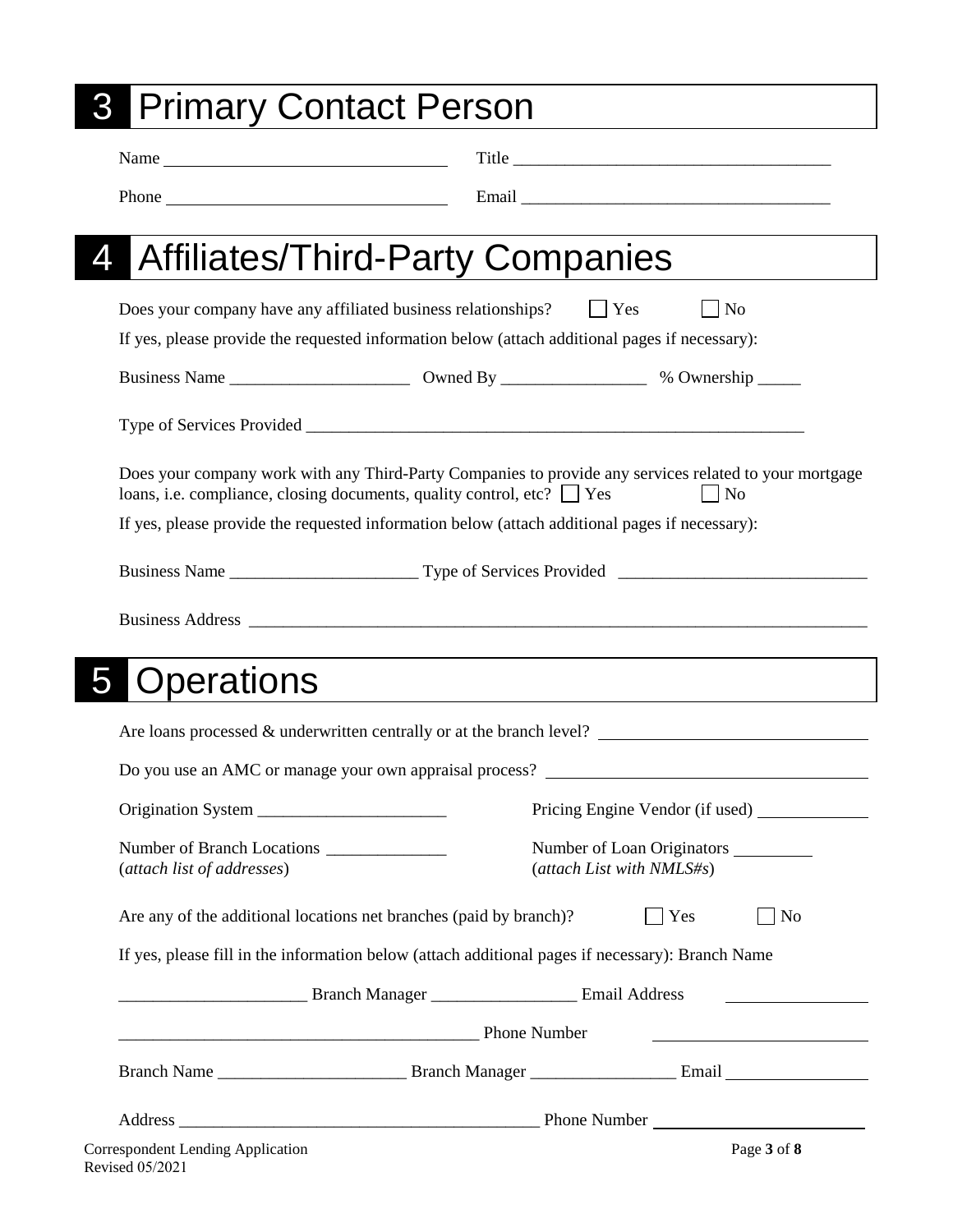# 3 Primary Contact Person

Name \_\_\_\_\_\_\_\_\_\_\_\_\_\_\_\_\_\_\_\_\_\_\_\_\_\_\_\_\_\_\_\_ Title \_\_\_\_\_\_\_\_\_\_\_\_\_\_\_\_\_\_\_\_\_\_\_\_\_\_\_\_\_\_\_\_\_\_\_\_\_

Phone \_\_\_\_\_\_\_\_\_\_\_\_\_\_\_\_\_\_\_\_\_\_\_\_\_\_\_\_\_\_\_\_ Email \_\_\_\_\_\_\_\_\_\_\_\_\_\_\_\_\_\_\_\_\_\_\_\_\_\_\_\_\_\_\_\_\_\_\_\_\_

# 4 Affiliates/Third-Party Companies

Does your company have any affiliated business relationships? ☐ Yes ☐ No

If yes, please provide the requested information below (attach additional pages if necessary):

Business Name \_\_\_\_\_\_\_\_\_\_\_\_\_\_\_\_\_\_\_\_\_ Owned By \_\_\_\_\_\_\_\_\_\_\_\_\_\_\_\_\_ % Ownership \_\_\_\_\_

Type of Services Provided \_\_\_\_\_\_\_\_\_\_\_\_\_\_\_\_\_\_\_\_\_\_\_\_\_\_\_\_\_\_\_\_\_\_\_\_\_\_\_\_\_\_\_\_\_\_\_\_\_\_\_\_\_\_\_\_\_\_\_\_

Does your company work with any Third-Party Companies to provide any services related to your mortgage loans, i.e. compliance, closing documents, quality control, etc? ☐ Yes ☐ No

If yes, please provide the requested information below (attach additional pages if necessary):

Business Name \_\_\_\_\_\_\_\_\_\_\_\_\_\_\_\_\_\_\_\_\_\_ Type of Services Provided \_\_\_\_\_\_\_\_\_\_\_\_\_\_\_\_\_\_\_\_\_\_\_\_\_\_\_\_\_

Business Address \_\_\_\_\_\_\_\_\_\_\_\_\_\_\_\_\_\_\_\_\_\_\_\_\_\_\_\_\_\_\_\_\_\_\_\_\_\_\_\_\_\_\_\_\_\_\_\_\_\_\_\_\_\_\_\_\_\_\_\_\_\_\_\_\_\_\_\_\_\_\_\_\_\_\_

# 5 Operations

Are loans processed & underwritten centrally or at the branch level? \_\_\_\_\_\_\_\_\_\_\_\_\_\_\_\_\_\_\_\_\_\_\_\_\_\_\_\_\_\_\_

Do you use an AMC or manage your own appraisal process? \_\_\_\_\_\_\_\_\_\_\_\_\_\_\_\_\_\_\_\_\_\_\_\_\_\_\_\_\_\_\_\_\_\_\_\_\_

Origination System \_\_\_\_\_\_\_\_\_\_\_\_\_\_\_\_\_\_\_\_\_\_ Pricing Engine Vendor (if used) \_\_\_\_\_\_\_\_\_\_\_\_\_

Number of Branch Locations \_\_\_\_\_\_\_\_\_\_\_\_\_\_ (*attach list of addresses*)

Number of Loan Originators \_\_\_\_\_\_\_\_\_ (*attach List with NMLS#s*)

Are any of the additional locations net branches (paid by branch)? ☐ Yes ☐ No

If yes, please fill in the information below (attach additional pages if necessary): Branch Name

\_\_\_\_\_\_\_\_\_\_\_\_\_\_\_\_\_\_\_\_\_\_ Branch Manager \_\_\_\_\_\_\_\_\_\_\_\_\_\_\_\_\_ Email Address \_\_\_\_\_\_\_\_\_\_\_\_\_\_\_\_

\_\_\_\_\_\_\_\_\_\_\_\_\_\_\_\_\_\_\_\_\_\_\_\_\_\_\_\_\_\_\_\_\_\_\_\_\_\_\_\_\_\_\_ Phone Number \_\_\_\_\_\_\_\_\_\_\_\_\_\_\_\_\_\_\_\_\_\_\_\_\_\_

Branch Name \_\_\_\_\_\_\_\_\_\_\_\_\_\_\_\_\_\_\_\_\_\_ Branch Manager \_\_\_\_\_\_\_\_\_\_\_\_\_\_\_\_\_ Email \_\_\_\_\_\_\_\_\_\_\_\_\_\_\_\_

Address \_\_\_\_\_\_\_\_\_\_\_\_\_\_\_\_\_\_\_\_\_\_\_\_\_\_\_\_\_\_\_\_\_\_\_\_\_\_\_\_\_\_\_ Phone Number \_\_\_\_\_\_\_\_\_\_\_\_\_\_\_\_\_\_\_\_\_\_\_\_\_

Correspondent Lending Application
Revised 05/2021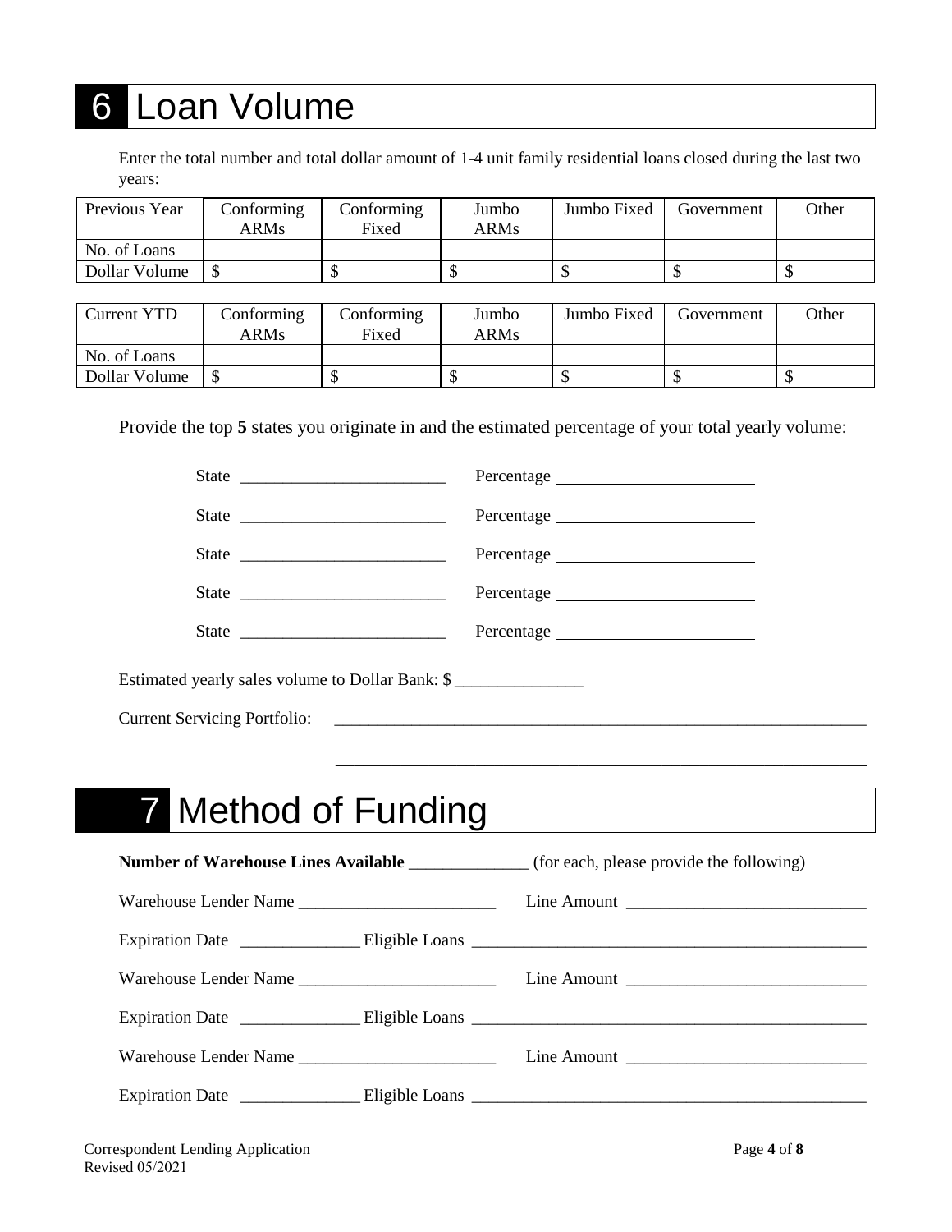# 6 Loan Volume

Enter the total number and total dollar amount of 1-4 unit family residential loans closed during the last two years:

| Previous Year | Conforming ARMs | Conforming Fixed | Jumbo ARMs | Jumbo Fixed | Government | Other |
|---|---|---|---|---|---|---|
| No. of Loans | | | | | | |
| Dollar Volume | $ | $ | $ | $ | $ | $ |

| Current YTD | Conforming ARMs | Conforming Fixed | Jumbo ARMs | Jumbo Fixed | Government | Other |
|---|---|---|---|---|---|---|
| No. of Loans | | | | | | |
| Dollar Volume | $ | $ | $ | $ | $ | $ |

Provide the top **5** states you originate in and the estimated percentage of your total yearly volume:

State ________________________ Percentage ________________________

State ________________________ Percentage ________________________

State ________________________ Percentage ________________________

State ________________________ Percentage ________________________

State ________________________ Percentage ________________________

Estimated yearly sales volume to Dollar Bank: $ _______________

Current Servicing Portfolio: _________________________________________________________________

_________________________________________________________________

# 7 Method of Funding

**Number of Warehouse Lines Available** ______________ (for each, please provide the following)

Warehouse Lender Name ________________________ Line Amount ____________________________

Expiration Date ______________ Eligible Loans ________________________________________________

Warehouse Lender Name ________________________ Line Amount ____________________________

Expiration Date ______________ Eligible Loans ________________________________________________

Warehouse Lender Name ________________________ Line Amount ____________________________

Expiration Date ______________ Eligible Loans ________________________________________________

Correspondent Lending Application
Revised 05/2021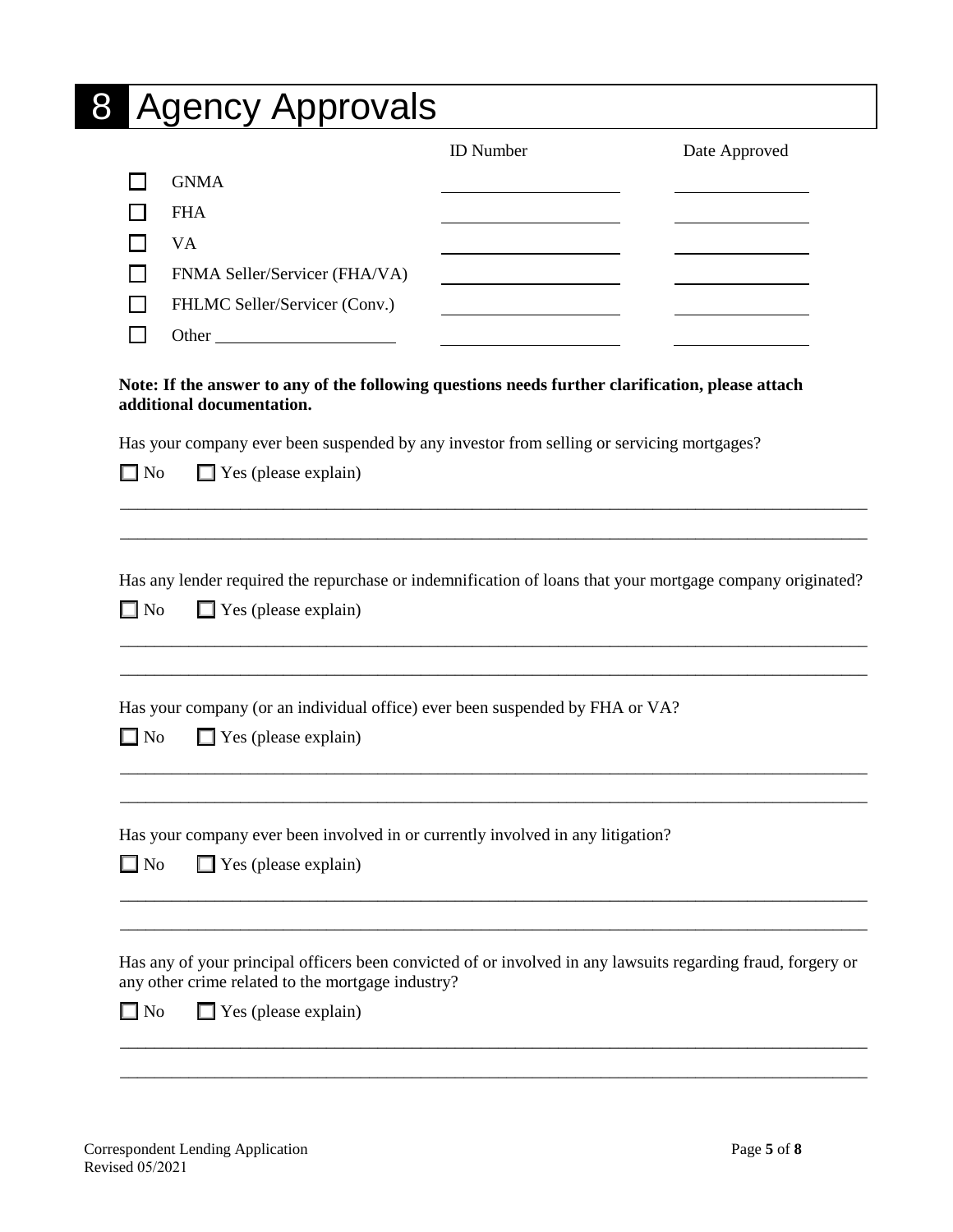# 8 Agency Approvals

| | | ID Number | Date Approved |
|---|---|---|---|
| ☐ | GNMA | | |
| ☐ | FHA | | |
| ☐ | VA | | |
| ☐ | FNMA Seller/Servicer (FHA/VA) | | |
| ☐ | FHLMC Seller/Servicer (Conv.) | | |
| ☐ | Other ____________________ | | |

**Note: If the answer to any of the following questions needs further clarification, please attach additional documentation.**

Has your company ever been suspended by any investor from selling or servicing mortgages?

☐ No ☐ Yes (please explain)

______________________________________________________________________________

______________________________________________________________________________

Has any lender required the repurchase or indemnification of loans that your mortgage company originated?

☐ No ☐ Yes (please explain)

______________________________________________________________________________

______________________________________________________________________________

Has your company (or an individual office) ever been suspended by FHA or VA?

☐ No ☐ Yes (please explain)

______________________________________________________________________________

______________________________________________________________________________

Has your company ever been involved in or currently involved in any litigation?

☐ No ☐ Yes (please explain)

______________________________________________________________________________

______________________________________________________________________________

Has any of your principal officers been convicted of or involved in any lawsuits regarding fraud, forgery or any other crime related to the mortgage industry?

☐ No ☐ Yes (please explain)

______________________________________________________________________________

______________________________________________________________________________

Correspondent Lending Application
Revised 05/2021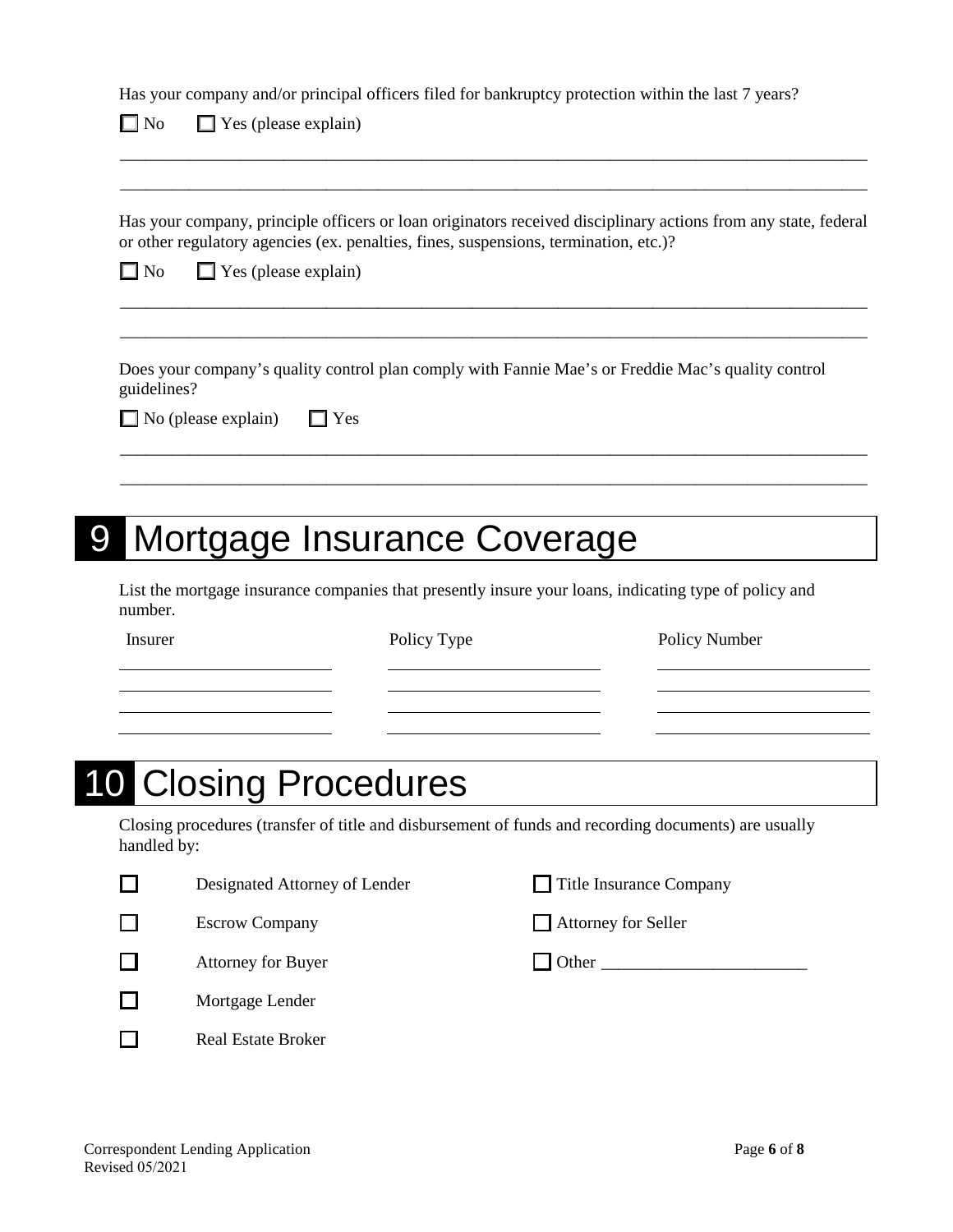Has your company and/or principal officers filed for bankruptcy protection within the last 7 years?

☐ No ☐ Yes (please explain)

______________________________________________________________________________

______________________________________________________________________________

Has your company, principle officers or loan originators received disciplinary actions from any state, federal or other regulatory agencies (ex. penalties, fines, suspensions, termination, etc.)?

☐ No ☐ Yes (please explain)

______________________________________________________________________________

______________________________________________________________________________

Does your company's quality control plan comply with Fannie Mae's or Freddie Mac's quality control guidelines?

☐ No (please explain) ☐ Yes

______________________________________________________________________________

______________________________________________________________________________

# 9 Mortgage Insurance Coverage

List the mortgage insurance companies that presently insure your loans, indicating type of policy and number.

| Insurer | Policy Type | Policy Number |
| --- | --- | --- |
| | | |
| | | |
| | | |
| | | |

# 10 Closing Procedures

Closing procedures (transfer of title and disbursement of funds and recording documents) are usually handled by:

☐ Designated Attorney of Lender

☐ Escrow Company

☐ Attorney for Buyer

☐ Mortgage Lender

☐ Real Estate Broker

☐ Title Insurance Company

☐ Attorney for Seller

☐ Other ________________________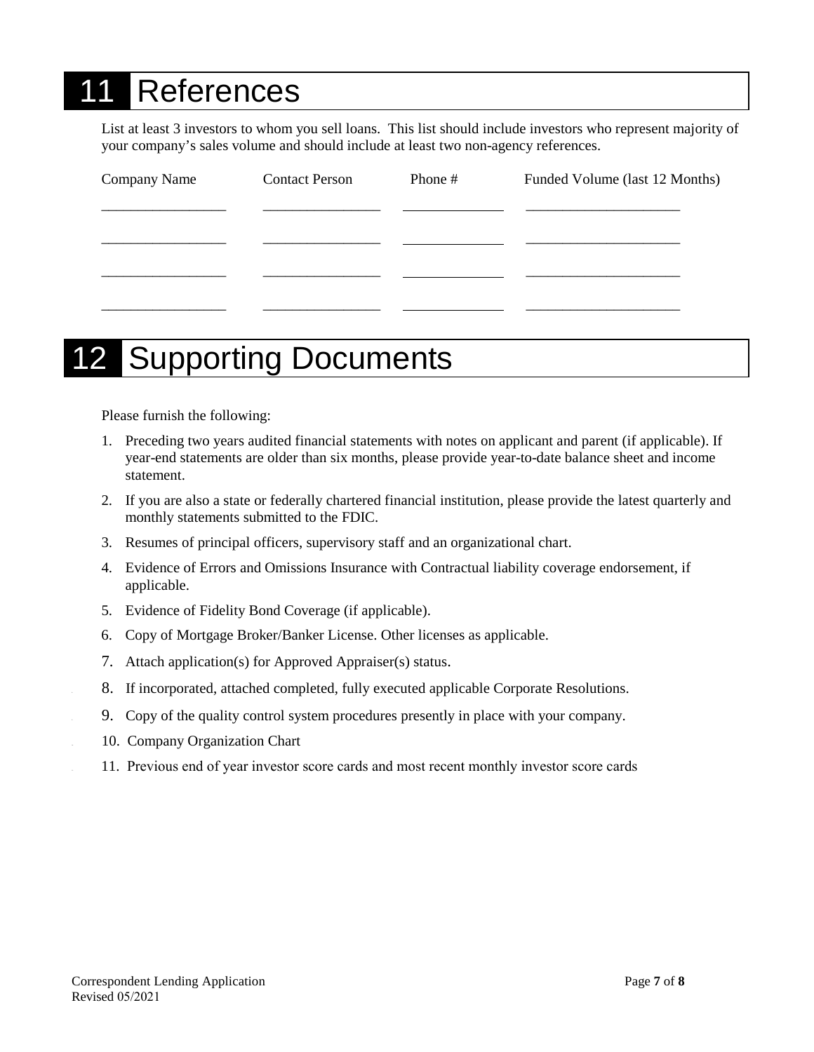# 11 References

List at least 3 investors to whom you sell loans. This list should include investors who represent majority of your company's sales volume and should include at least two non-agency references.

| Company Name | Contact Person | Phone # | Funded Volume (last 12 Months) |
|---|---|---|---|
| | | | |
| | | | |
| | | | |
| | | | |

# 12 Supporting Documents

Please furnish the following:

1. Preceding two years audited financial statements with notes on applicant and parent (if applicable). If year-end statements are older than six months, please provide year-to-date balance sheet and income statement.
2. If you are also a state or federally chartered financial institution, please provide the latest quarterly and monthly statements submitted to the FDIC.
3. Resumes of principal officers, supervisory staff and an organizational chart.
4. Evidence of Errors and Omissions Insurance with Contractual liability coverage endorsement, if applicable.
5. Evidence of Fidelity Bond Coverage (if applicable).
6. Copy of Mortgage Broker/Banker License. Other licenses as applicable.
7. Attach application(s) for Approved Appraiser(s) status.
8. If incorporated, attached completed, fully executed applicable Corporate Resolutions.
9. Copy of the quality control system procedures presently in place with your company.
10. Company Organization Chart
11. Previous end of year investor score cards and most recent monthly investor score cards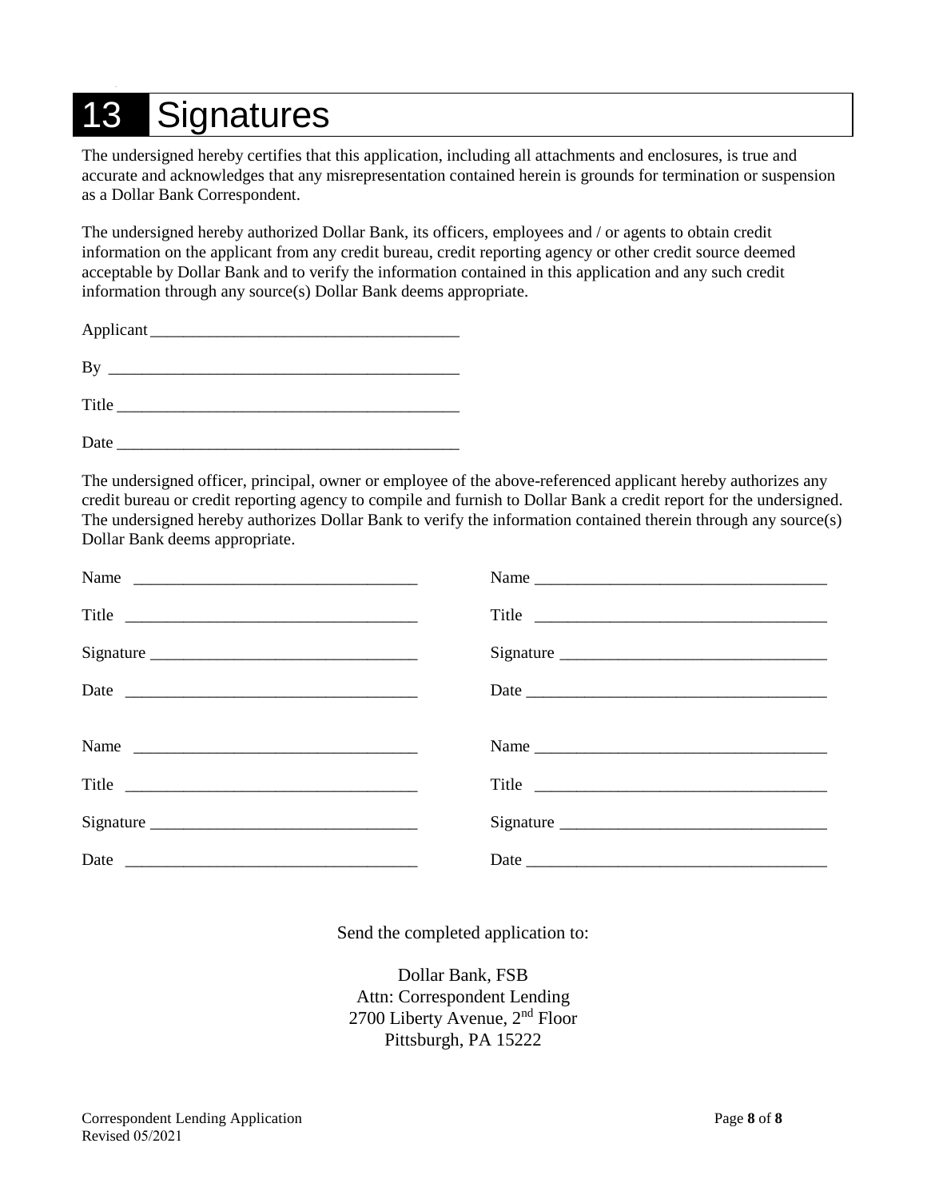# 13 Signatures

The undersigned hereby certifies that this application, including all attachments and enclosures, is true and accurate and acknowledges that any misrepresentation contained herein is grounds for termination or suspension as a Dollar Bank Correspondent.

The undersigned hereby authorized Dollar Bank, its officers, employees and / or agents to obtain credit information on the applicant from any credit bureau, credit reporting agency or other credit source deemed acceptable by Dollar Bank and to verify the information contained in this application and any such credit information through any source(s) Dollar Bank deems appropriate.

Applicant ______________________________________

By ___________________________________________

Title __________________________________________

Date __________________________________________

The undersigned officer, principal, owner or employee of the above-referenced applicant hereby authorizes any credit bureau or credit reporting agency to compile and furnish to Dollar Bank a credit report for the undersigned. The undersigned hereby authorizes Dollar Bank to verify the information contained therein through any source(s) Dollar Bank deems appropriate.

Name ___________________________________

Title ___________________________________

Signature _______________________________

Date ___________________________________

Name ___________________________________

Title ___________________________________

Signature _______________________________

Date ___________________________________

Name ___________________________________

Title ___________________________________

Signature _______________________________

Date ___________________________________

Name ___________________________________

Title ___________________________________

Signature _______________________________

Date ___________________________________

Send the completed application to:

Dollar Bank, FSB
Attn: Correspondent Lending
2700 Liberty Avenue, 2nd Floor
Pittsburgh, PA 15222

Correspondent Lending Application
Revised 05/2021